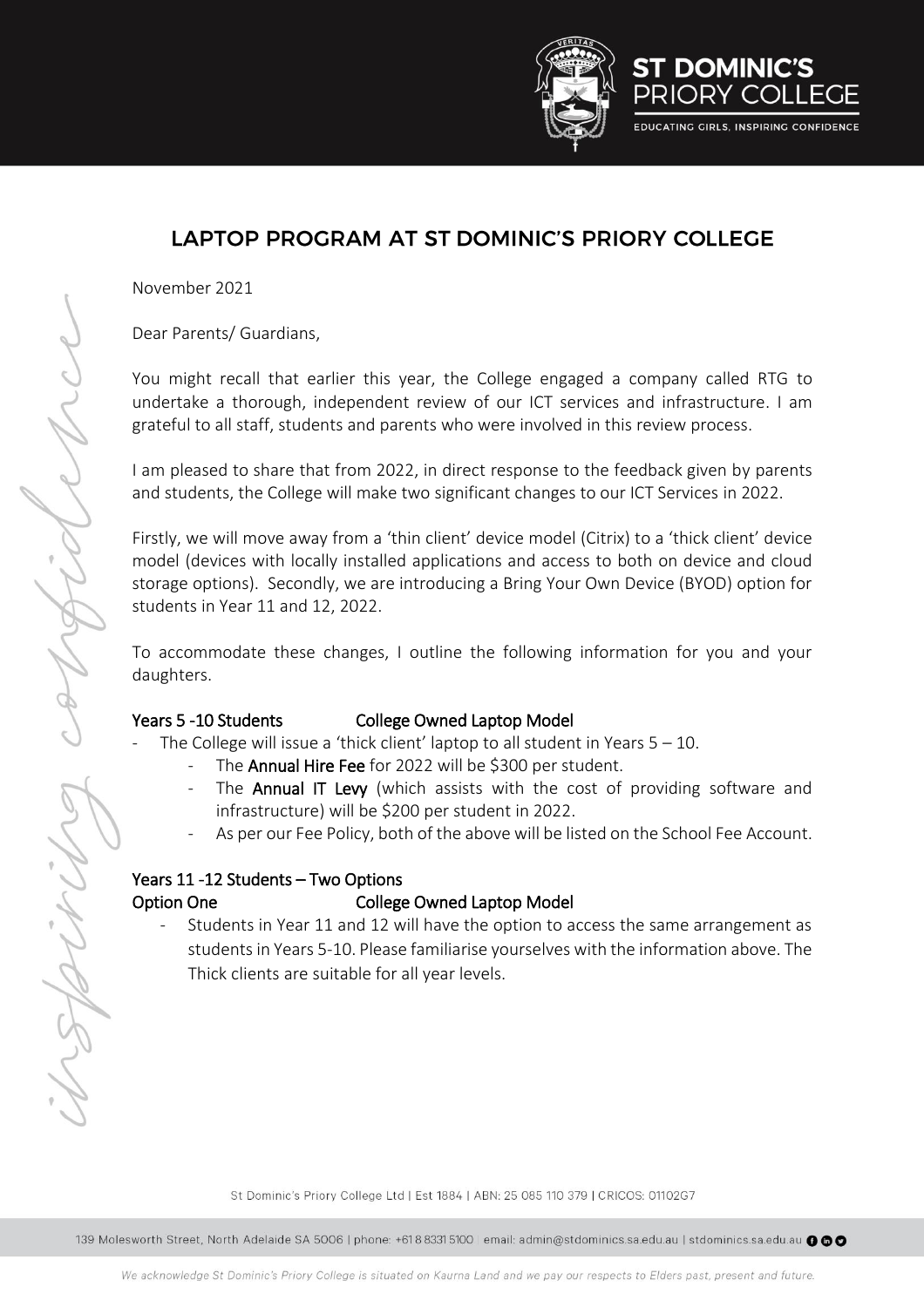# LAPTOP PROGRAM AT ST DOMINIC'S PRIORY COLLEGE

November 2021

Dear Parents/ Guardians,

You might recall that earlier this year, the College engaged a company called RTG to undertake a thorough, independent review of our ICT services and infrastructure. I am grateful to all staff, students and parents who were involved in this review process.

I am pleased to share that from 2022, in direct response to the feedback given by parents and students, the College will make two significant changes to our ICT Services in 2022.

Firstly, we will move away from a 'thin client' device model (Citrix) to a 'thick client' device model (devices with locally installed applications and access to both on device and cloud storage options). Secondly, we are introducing a Bring Your Own Device (BYOD) option for students in Year 11 and 12, 2022.

To accommodate these changes, I outline the following information for you and your daughters.

**Years 5 -10 Students College Owned Laptop Model**

- The College will issue a 'thick client' laptop to all student in Years 5 – 10.
  - The **Annual Hire Fee** for 2022 will be $300 per student.
  - The **Annual IT Levy** (which assists with the cost of providing software and infrastructure) will be $200 per student in 2022.
  - As per our Fee Policy, both of the above will be listed on the School Fee Account.

**Years 11 -12 Students – Two Options**

**Option One College Owned Laptop Model**

- Students in Year 11 and 12 will have the option to access the same arrangement as students in Years 5-10. Please familiarise yourselves with the information above. The Thick clients are suitable for all year levels.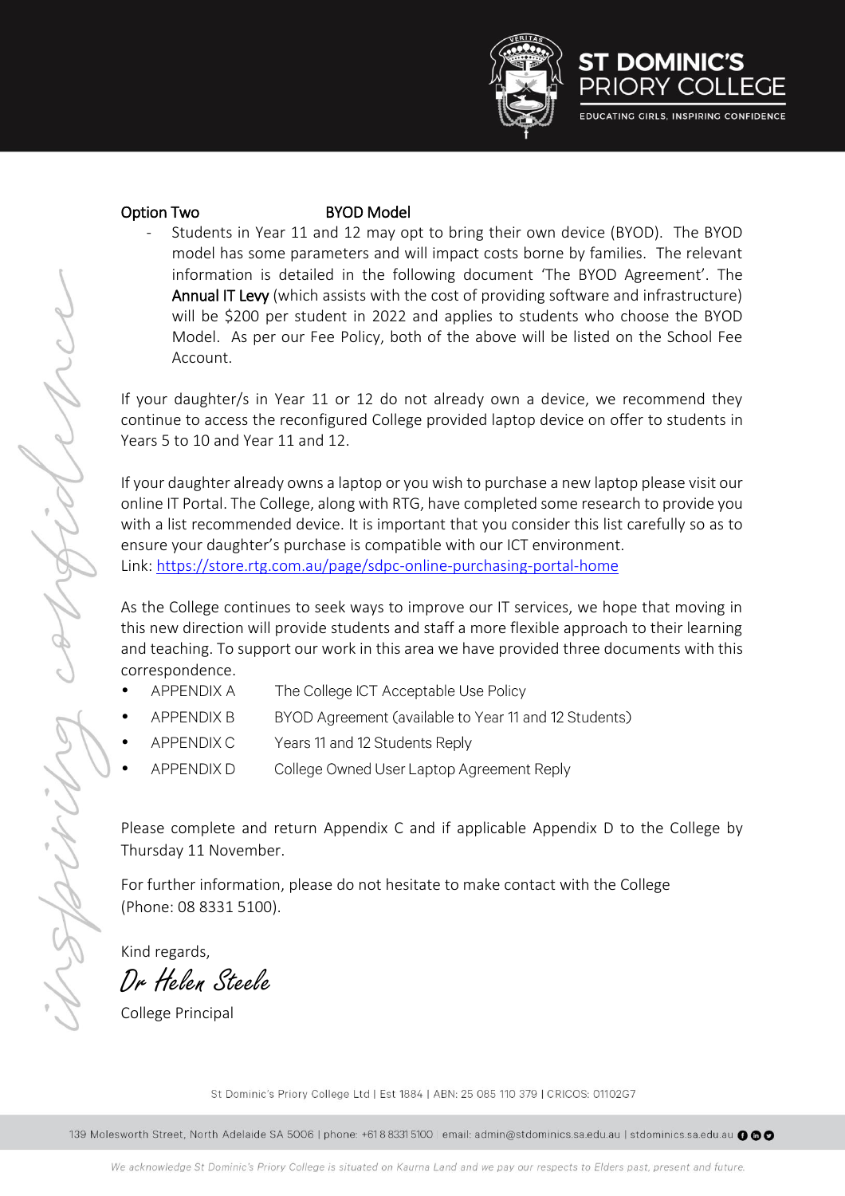Option Two BYOD Model

- Students in Year 11 and 12 may opt to bring their own device (BYOD). The BYOD model has some parameters and will impact costs borne by families. The relevant information is detailed in the following document 'The BYOD Agreement'. The Annual IT Levy (which assists with the cost of providing software and infrastructure) will be $200 per student in 2022 and applies to students who choose the BYOD Model. As per our Fee Policy, both of the above will be listed on the School Fee Account.

If your daughter/s in Year 11 or 12 do not already own a device, we recommend they continue to access the reconfigured College provided laptop device on offer to students in Years 5 to 10 and Year 11 and 12.

If your daughter already owns a laptop or you wish to purchase a new laptop please visit our online IT Portal. The College, along with RTG, have completed some research to provide you with a list recommended device. It is important that you consider this list carefully so as to ensure your daughter's purchase is compatible with our ICT environment.
Link: https://store.rtg.com.au/page/sdpc-online-purchasing-portal-home

As the College continues to seek ways to improve our IT services, we hope that moving in this new direction will provide students and staff a more flexible approach to their learning and teaching. To support our work in this area we have provided three documents with this correspondence.

- APPENDIX A The College ICT Acceptable Use Policy
- APPENDIX B BYOD Agreement (available to Year 11 and 12 Students)
- APPENDIX C Years 11 and 12 Students Reply
- APPENDIX D College Owned User Laptop Agreement Reply

Please complete and return Appendix C and if applicable Appendix D to the College by Thursday 11 November.

For further information, please do not hesitate to make contact with the College (Phone: 08 8331 5100).

Kind regards,

Dr Helen Steele

College Principal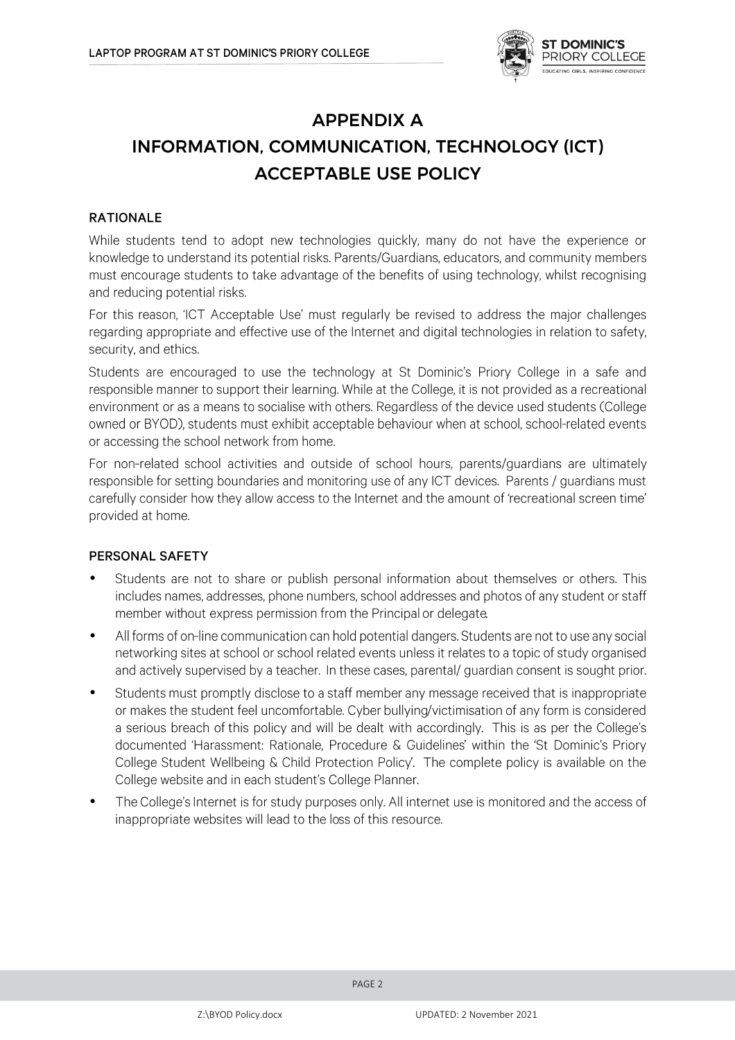# APPENDIX A
# INFORMATION, COMMUNICATION, TECHNOLOGY (ICT) ACCEPTABLE USE POLICY

## RATIONALE

While students tend to adopt new technologies quickly, many do not have the experience or knowledge to understand its potential risks. Parents/Guardians, educators, and community members must encourage students to take advantage of the benefits of using technology, whilst recognising and reducing potential risks.

For this reason, 'ICT Acceptable Use' must regularly be revised to address the major challenges regarding appropriate and effective use of the Internet and digital technologies in relation to safety, security, and ethics.

Students are encouraged to use the technology at St Dominic's Priory College in a safe and responsible manner to support their learning. While at the College, it is not provided as a recreational environment or as a means to socialise with others. Regardless of the device used students (College owned or BYOD), students must exhibit acceptable behaviour when at school, school-related events or accessing the school network from home.

For non-related school activities and outside of school hours, parents/guardians are ultimately responsible for setting boundaries and monitoring use of any ICT devices. Parents / guardians must carefully consider how they allow access to the Internet and the amount of 'recreational screen time' provided at home.

## PERSONAL SAFETY

- Students are not to share or publish personal information about themselves or others. This includes names, addresses, phone numbers, school addresses and photos of any student or staff member without express permission from the Principal or delegate.
- All forms of on-line communication can hold potential dangers. Students are not to use any social networking sites at school or school related events unless it relates to a topic of study organised and actively supervised by a teacher. In these cases, parental/ guardian consent is sought prior.
- Students must promptly disclose to a staff member any message received that is inappropriate or makes the student feel uncomfortable. Cyber bullying/victimisation of any form is considered a serious breach of this policy and will be dealt with accordingly. This is as per the College's documented 'Harassment: Rationale, Procedure & Guidelines' within the 'St Dominic's Priory College Student Wellbeing & Child Protection Policy'. The complete policy is available on the College website and in each student's College Planner.
- The College's Internet is for study purposes only. All internet use is monitored and the access of inappropriate websites will lead to the loss of this resource.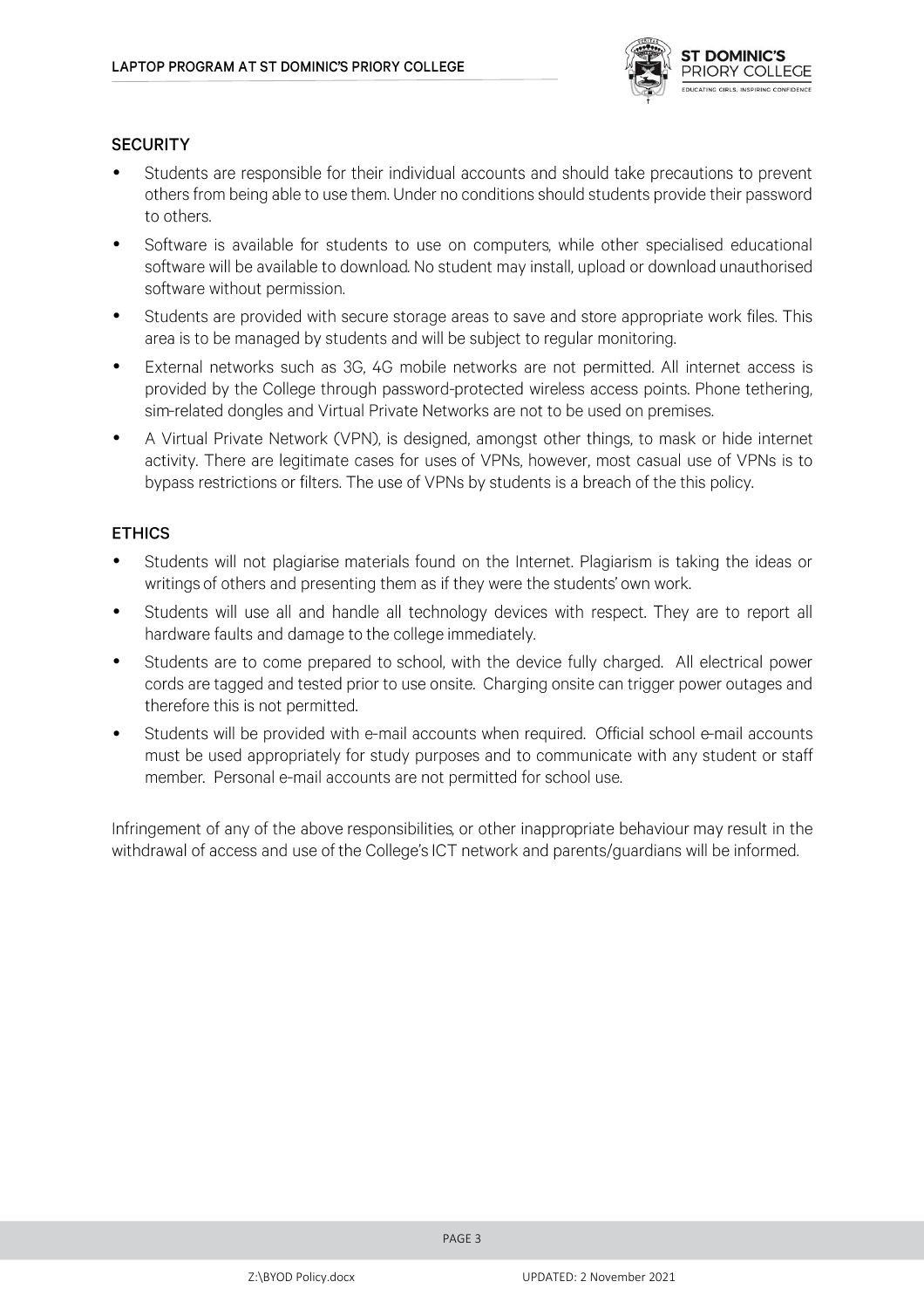## SECURITY

- Students are responsible for their individual accounts and should take precautions to prevent others from being able to use them. Under no conditions should students provide their password to others.
- Software is available for students to use on computers, while other specialised educational software will be available to download. No student may install, upload or download unauthorised software without permission.
- Students are provided with secure storage areas to save and store appropriate work files. This area is to be managed by students and will be subject to regular monitoring.
- External networks such as 3G, 4G mobile networks are not permitted. All internet access is provided by the College through password-protected wireless access points. Phone tethering, sim-related dongles and Virtual Private Networks are not to be used on premises.
- A Virtual Private Network (VPN), is designed, amongst other things, to mask or hide internet activity. There are legitimate cases for uses of VPNs, however, most casual use of VPNs is to bypass restrictions or filters. The use of VPNs by students is a breach of the this policy.

## ETHICS

- Students will not plagiarise materials found on the Internet. Plagiarism is taking the ideas or writings of others and presenting them as if they were the students' own work.
- Students will use all and handle all technology devices with respect. They are to report all hardware faults and damage to the college immediately.
- Students are to come prepared to school, with the device fully charged. All electrical power cords are tagged and tested prior to use onsite. Charging onsite can trigger power outages and therefore this is not permitted.
- Students will be provided with e-mail accounts when required. Official school e-mail accounts must be used appropriately for study purposes and to communicate with any student or staff member. Personal e-mail accounts are not permitted for school use.

Infringement of any of the above responsibilities, or other inappropriate behaviour may result in the withdrawal of access and use of the College's ICT network and parents/guardians will be informed.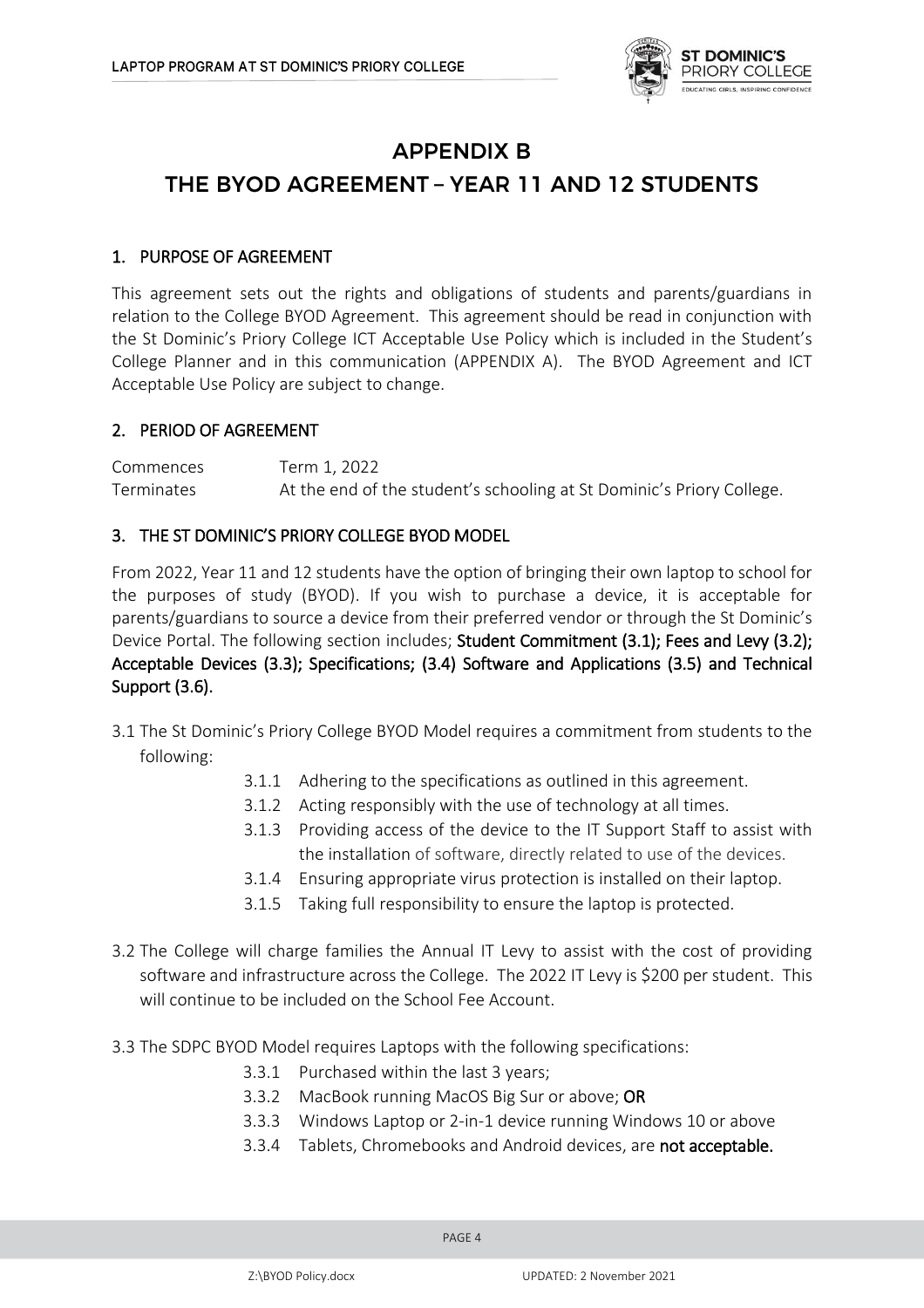# APPENDIX B

# THE BYOD AGREEMENT – YEAR 11 AND 12 STUDENTS

## 1. PURPOSE OF AGREEMENT

This agreement sets out the rights and obligations of students and parents/guardians in relation to the College BYOD Agreement. This agreement should be read in conjunction with the St Dominic's Priory College ICT Acceptable Use Policy which is included in the Student's College Planner and in this communication (APPENDIX A). The BYOD Agreement and ICT Acceptable Use Policy are subject to change.

## 2. PERIOD OF AGREEMENT

| | |
|---|---|
| Commences | Term 1, 2022 |
| Terminates | At the end of the student's schooling at St Dominic's Priory College. |

## 3. THE ST DOMINIC'S PRIORY COLLEGE BYOD MODEL

From 2022, Year 11 and 12 students have the option of bringing their own laptop to school for the purposes of study (BYOD). If you wish to purchase a device, it is acceptable for parents/guardians to source a device from their preferred vendor or through the St Dominic's Device Portal. The following section includes; **Student Commitment (3.1); Fees and Levy (3.2); Acceptable Devices (3.3); Specifications; (3.4) Software and Applications (3.5) and Technical Support (3.6).**

3.1 The St Dominic's Priory College BYOD Model requires a commitment from students to the following:

- 3.1.1 Adhering to the specifications as outlined in this agreement.
- 3.1.2 Acting responsibly with the use of technology at all times.
- 3.1.3 Providing access of the device to the IT Support Staff to assist with the installation of software, directly related to use of the devices.
- 3.1.4 Ensuring appropriate virus protection is installed on their laptop.
- 3.1.5 Taking full responsibility to ensure the laptop is protected.

3.2 The College will charge families the Annual IT Levy to assist with the cost of providing software and infrastructure across the College. The 2022 IT Levy is $200 per student. This will continue to be included on the School Fee Account.

3.3 The SDPC BYOD Model requires Laptops with the following specifications:

- 3.3.1 Purchased within the last 3 years;
- 3.3.2 MacBook running MacOS Big Sur or above; **OR**
- 3.3.3 Windows Laptop or 2-in-1 device running Windows 10 or above
- 3.3.4 Tablets, Chromebooks and Android devices, are **not acceptable.**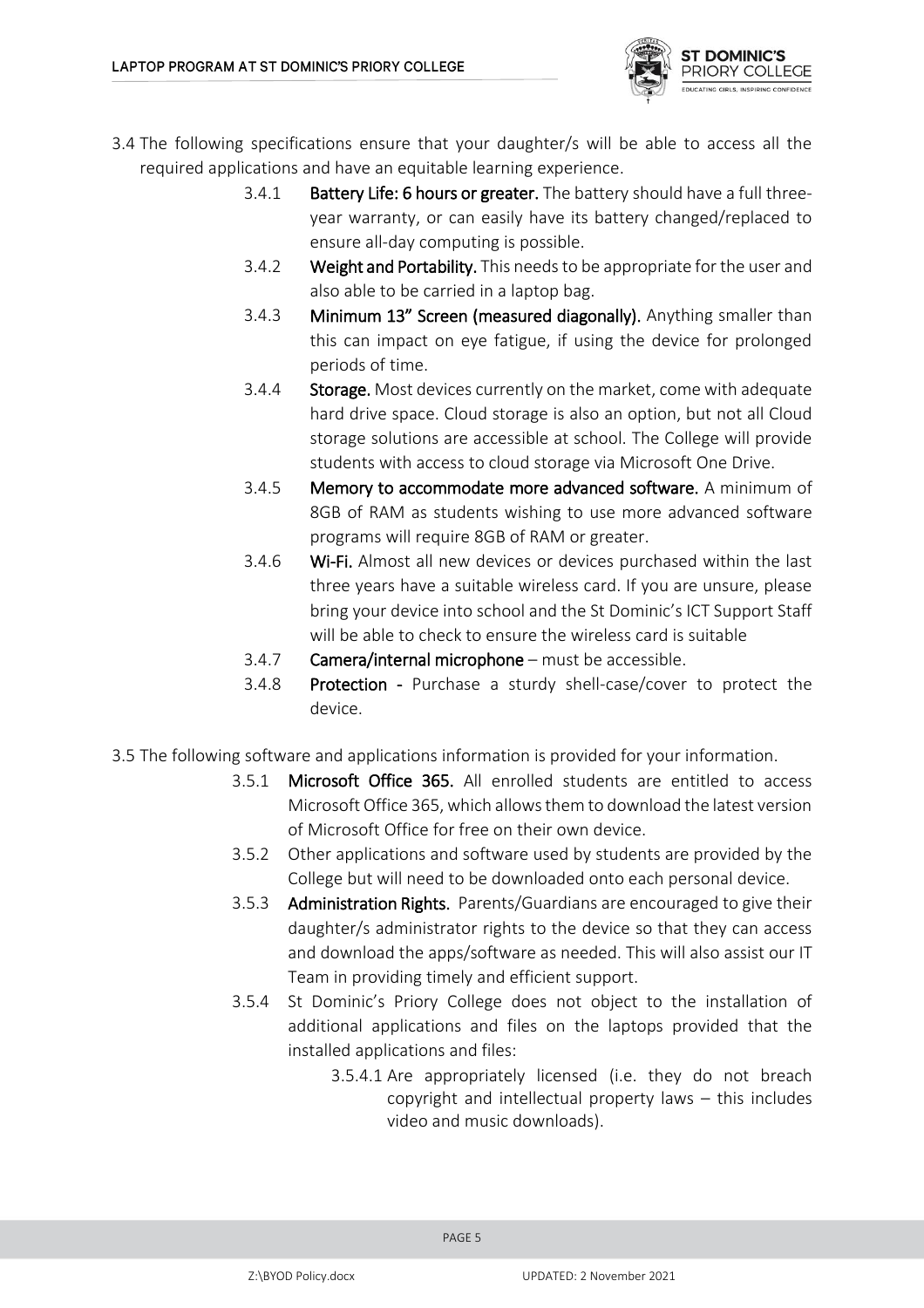3.4 The following specifications ensure that your daughter/s will be able to access all the required applications and have an equitable learning experience.

- 3.4.1 **Battery Life: 6 hours or greater.** The battery should have a full three-year warranty, or can easily have its battery changed/replaced to ensure all-day computing is possible.
- 3.4.2 **Weight and Portability.** This needs to be appropriate for the user and also able to be carried in a laptop bag.
- 3.4.3 **Minimum 13" Screen (measured diagonally).** Anything smaller than this can impact on eye fatigue, if using the device for prolonged periods of time.
- 3.4.4 **Storage.** Most devices currently on the market, come with adequate hard drive space. Cloud storage is also an option, but not all Cloud storage solutions are accessible at school. The College will provide students with access to cloud storage via Microsoft One Drive.
- 3.4.5 **Memory to accommodate more advanced software.** A minimum of 8GB of RAM as students wishing to use more advanced software programs will require 8GB of RAM or greater.
- 3.4.6 **Wi-Fi.** Almost all new devices or devices purchased within the last three years have a suitable wireless card. If you are unsure, please bring your device into school and the St Dominic's ICT Support Staff will be able to check to ensure the wireless card is suitable
- 3.4.7 **Camera/internal microphone** – must be accessible.
- 3.4.8 **Protection -** Purchase a sturdy shell-case/cover to protect the device.

3.5 The following software and applications information is provided for your information.

- 3.5.1 **Microsoft Office 365.** All enrolled students are entitled to access Microsoft Office 365, which allows them to download the latest version of Microsoft Office for free on their own device.
- 3.5.2 Other applications and software used by students are provided by the College but will need to be downloaded onto each personal device.
- 3.5.3 **Administration Rights.** Parents/Guardians are encouraged to give their daughter/s administrator rights to the device so that they can access and download the apps/software as needed. This will also assist our IT Team in providing timely and efficient support.
- 3.5.4 St Dominic's Priory College does not object to the installation of additional applications and files on the laptops provided that the installed applications and files:
  - 3.5.4.1 Are appropriately licensed (i.e. they do not breach copyright and intellectual property laws – this includes video and music downloads).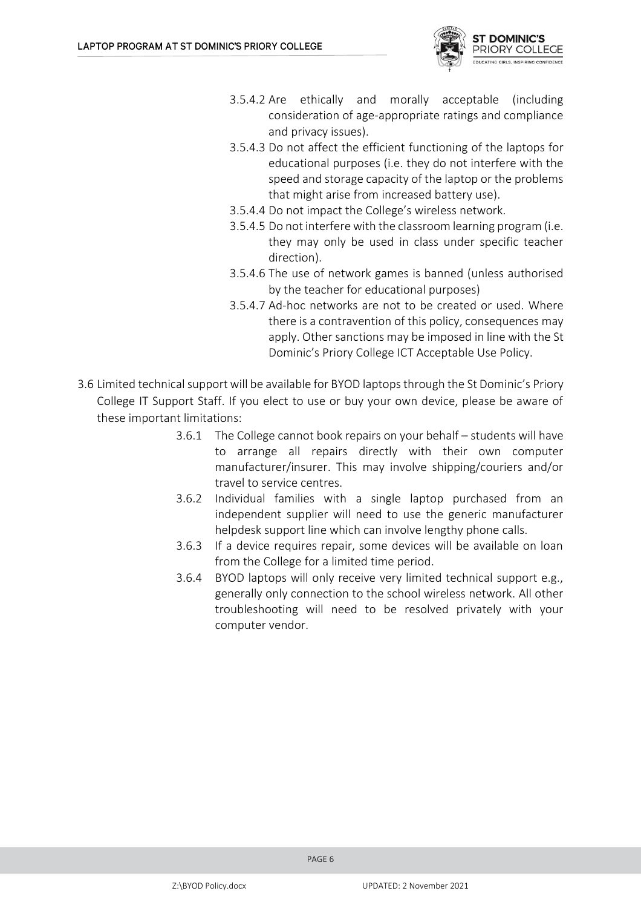- 3.5.4.2 Are ethically and morally acceptable (including consideration of age-appropriate ratings and compliance and privacy issues).
- 3.5.4.3 Do not affect the efficient functioning of the laptops for educational purposes (i.e. they do not interfere with the speed and storage capacity of the laptop or the problems that might arise from increased battery use).
- 3.5.4.4 Do not impact the College's wireless network.
- 3.5.4.5 Do not interfere with the classroom learning program (i.e. they may only be used in class under specific teacher direction).
- 3.5.4.6 The use of network games is banned (unless authorised by the teacher for educational purposes)
- 3.5.4.7 Ad-hoc networks are not to be created or used. Where there is a contravention of this policy, consequences may apply. Other sanctions may be imposed in line with the St Dominic's Priory College ICT Acceptable Use Policy.

3.6 Limited technical support will be available for BYOD laptops through the St Dominic's Priory College IT Support Staff. If you elect to use or buy your own device, please be aware of these important limitations:

- 3.6.1 The College cannot book repairs on your behalf – students will have to arrange all repairs directly with their own computer manufacturer/insurer. This may involve shipping/couriers and/or travel to service centres.
- 3.6.2 Individual families with a single laptop purchased from an independent supplier will need to use the generic manufacturer helpdesk support line which can involve lengthy phone calls.
- 3.6.3 If a device requires repair, some devices will be available on loan from the College for a limited time period.
- 3.6.4 BYOD laptops will only receive very limited technical support e.g., generally only connection to the school wireless network. All other troubleshooting will need to be resolved privately with your computer vendor.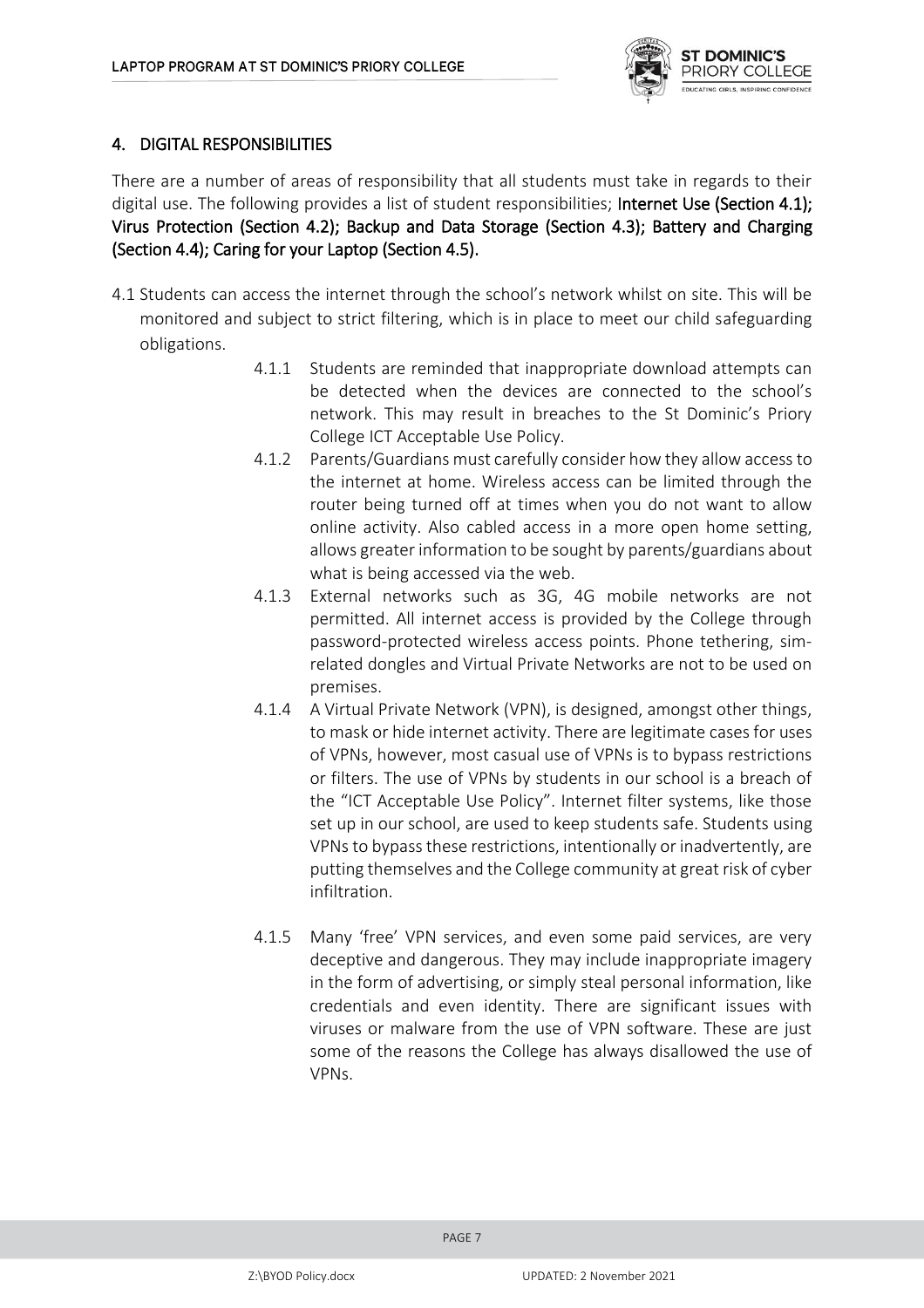## 4. DIGITAL RESPONSIBILITIES

There are a number of areas of responsibility that all students must take in regards to their digital use. The following provides a list of student responsibilities; **Internet Use (Section 4.1); Virus Protection (Section 4.2); Backup and Data Storage (Section 4.3); Battery and Charging (Section 4.4); Caring for your Laptop (Section 4.5).**

4.1 Students can access the internet through the school's network whilst on site. This will be monitored and subject to strict filtering, which is in place to meet our child safeguarding obligations.

- 4.1.1 Students are reminded that inappropriate download attempts can be detected when the devices are connected to the school's network. This may result in breaches to the St Dominic's Priory College ICT Acceptable Use Policy.
- 4.1.2 Parents/Guardians must carefully consider how they allow access to the internet at home. Wireless access can be limited through the router being turned off at times when you do not want to allow online activity. Also cabled access in a more open home setting, allows greater information to be sought by parents/guardians about what is being accessed via the web.
- 4.1.3 External networks such as 3G, 4G mobile networks are not permitted. All internet access is provided by the College through password-protected wireless access points. Phone tethering, sim-related dongles and Virtual Private Networks are not to be used on premises.
- 4.1.4 A Virtual Private Network (VPN), is designed, amongst other things, to mask or hide internet activity. There are legitimate cases for uses of VPNs, however, most casual use of VPNs is to bypass restrictions or filters. The use of VPNs by students in our school is a breach of the "ICT Acceptable Use Policy". Internet filter systems, like those set up in our school, are used to keep students safe. Students using VPNs to bypass these restrictions, intentionally or inadvertently, are putting themselves and the College community at great risk of cyber infiltration.
- 4.1.5 Many 'free' VPN services, and even some paid services, are very deceptive and dangerous. They may include inappropriate imagery in the form of advertising, or simply steal personal information, like credentials and even identity. There are significant issues with viruses or malware from the use of VPN software. These are just some of the reasons the College has always disallowed the use of VPNs.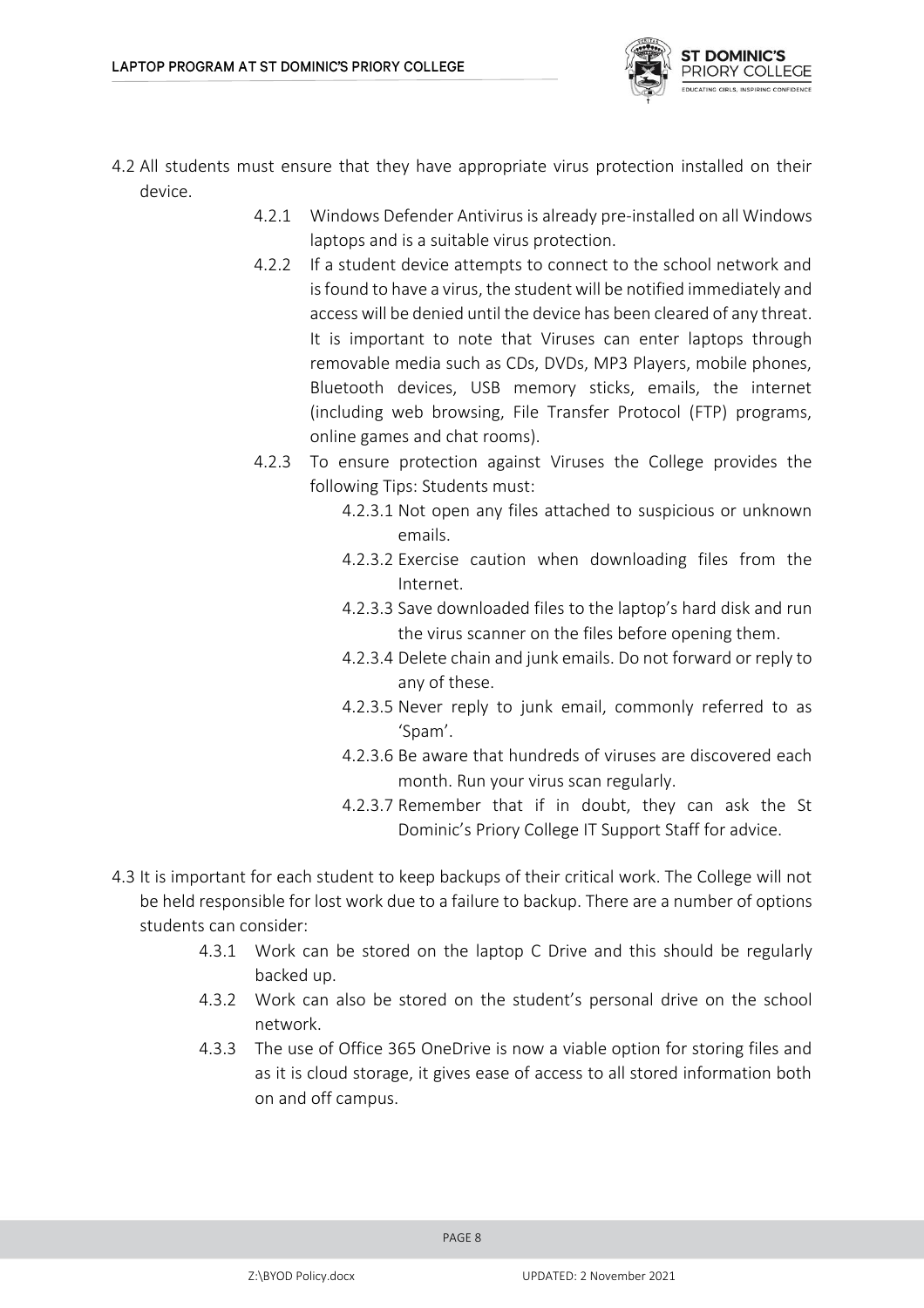4.2 All students must ensure that they have appropriate virus protection installed on their device.

- 4.2.1 Windows Defender Antivirus is already pre-installed on all Windows laptops and is a suitable virus protection.
- 4.2.2 If a student device attempts to connect to the school network and is found to have a virus, the student will be notified immediately and access will be denied until the device has been cleared of any threat. It is important to note that Viruses can enter laptops through removable media such as CDs, DVDs, MP3 Players, mobile phones, Bluetooth devices, USB memory sticks, emails, the internet (including web browsing, File Transfer Protocol (FTP) programs, online games and chat rooms).
- 4.2.3 To ensure protection against Viruses the College provides the following Tips: Students must:
  - 4.2.3.1 Not open any files attached to suspicious or unknown emails.
  - 4.2.3.2 Exercise caution when downloading files from the Internet.
  - 4.2.3.3 Save downloaded files to the laptop's hard disk and run the virus scanner on the files before opening them.
  - 4.2.3.4 Delete chain and junk emails. Do not forward or reply to any of these.
  - 4.2.3.5 Never reply to junk email, commonly referred to as 'Spam'.
  - 4.2.3.6 Be aware that hundreds of viruses are discovered each month. Run your virus scan regularly.
  - 4.2.3.7 Remember that if in doubt, they can ask the St Dominic's Priory College IT Support Staff for advice.

4.3 It is important for each student to keep backups of their critical work. The College will not be held responsible for lost work due to a failure to backup. There are a number of options students can consider:

- 4.3.1 Work can be stored on the laptop C Drive and this should be regularly backed up.
- 4.3.2 Work can also be stored on the student's personal drive on the school network.
- 4.3.3 The use of Office 365 OneDrive is now a viable option for storing files and as it is cloud storage, it gives ease of access to all stored information both on and off campus.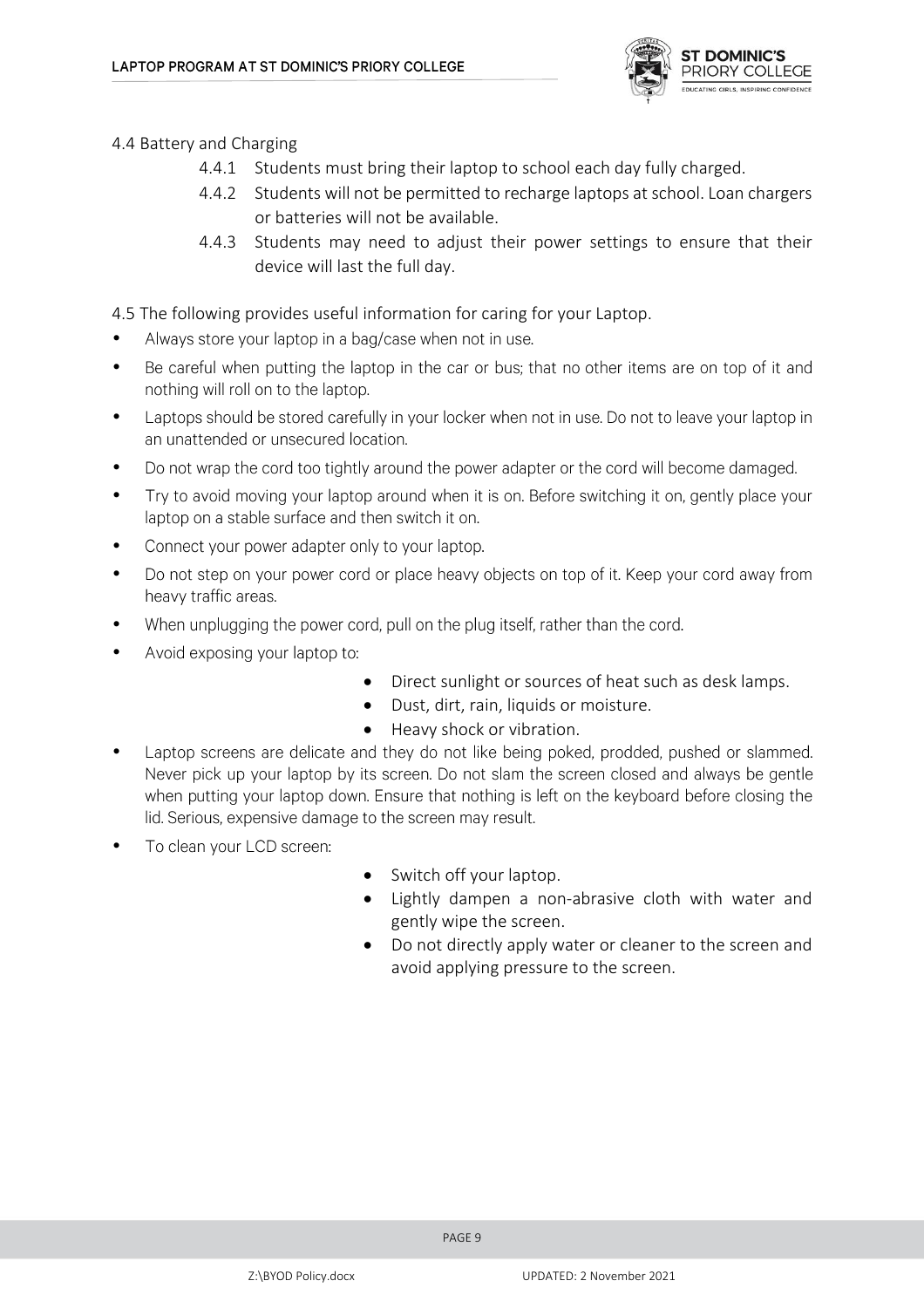4.4 Battery and Charging

4.4.1 Students must bring their laptop to school each day fully charged.

4.4.2 Students will not be permitted to recharge laptops at school. Loan chargers or batteries will not be available.

4.4.3 Students may need to adjust their power settings to ensure that their device will last the full day.

4.5 The following provides useful information for caring for your Laptop.

- Always store your laptop in a bag/case when not in use.
- Be careful when putting the laptop in the car or bus; that no other items are on top of it and nothing will roll on to the laptop.
- Laptops should be stored carefully in your locker when not in use. Do not to leave your laptop in an unattended or unsecured location.
- Do not wrap the cord too tightly around the power adapter or the cord will become damaged.
- Try to avoid moving your laptop around when it is on. Before switching it on, gently place your laptop on a stable surface and then switch it on.
- Connect your power adapter only to your laptop.
- Do not step on your power cord or place heavy objects on top of it. Keep your cord away from heavy traffic areas.
- When unplugging the power cord, pull on the plug itself, rather than the cord.
- Avoid exposing your laptop to:
  - Direct sunlight or sources of heat such as desk lamps.
  - Dust, dirt, rain, liquids or moisture.
  - Heavy shock or vibration.
- Laptop screens are delicate and they do not like being poked, prodded, pushed or slammed. Never pick up your laptop by its screen. Do not slam the screen closed and always be gentle when putting your laptop down. Ensure that nothing is left on the keyboard before closing the lid. Serious, expensive damage to the screen may result.
- To clean your LCD screen:
  - Switch off your laptop.
  - Lightly dampen a non-abrasive cloth with water and gently wipe the screen.
  - Do not directly apply water or cleaner to the screen and avoid applying pressure to the screen.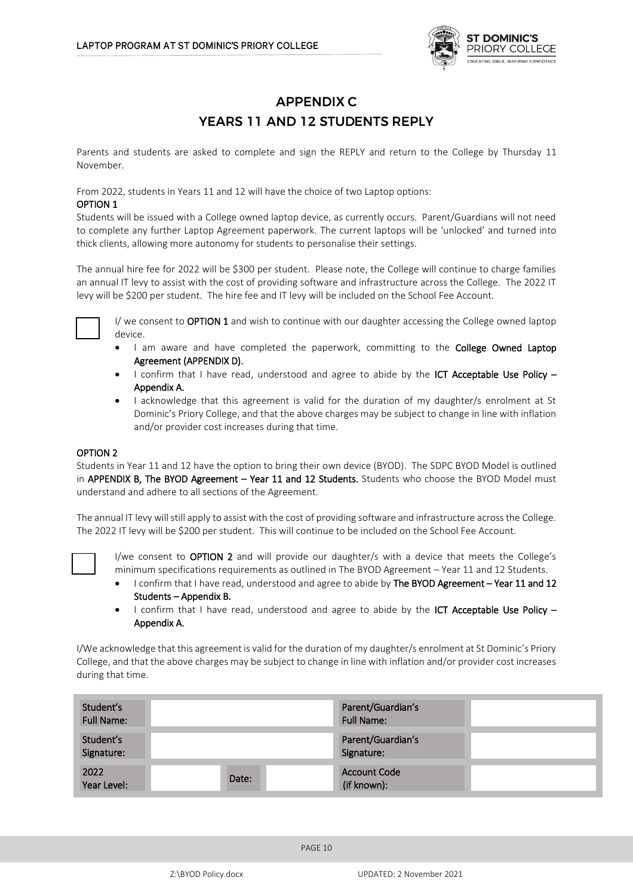# APPENDIX C

## YEARS 11 AND 12 STUDENTS REPLY

Parents and students are asked to complete and sign the REPLY and return to the College by Thursday 11 November.

From 2022, students in Years 11 and 12 will have the choice of two Laptop options:

**OPTION 1**

Students will be issued with a College owned laptop device, as currently occurs. Parent/Guardians will not need to complete any further Laptop Agreement paperwork. The current laptops will be 'unlocked' and turned into thick clients, allowing more autonomy for students to personalise their settings.

The annual hire fee for 2022 will be $300 per student. Please note, the College will continue to charge families an annual IT levy to assist with the cost of providing software and infrastructure across the College. The 2022 IT levy will be $200 per student. The hire fee and IT levy will be included on the School Fee Account.

☐ I/ we consent to **OPTION 1** and wish to continue with our daughter accessing the College owned laptop device.

- I am aware and have completed the paperwork, committing to the **College Owned Laptop Agreement (APPENDIX D).**
- I confirm that I have read, understood and agree to abide by the **ICT Acceptable Use Policy – Appendix A.**
- I acknowledge that this agreement is valid for the duration of my daughter/s enrolment at St Dominic's Priory College, and that the above charges may be subject to change in line with inflation and/or provider cost increases during that time.

**OPTION 2**

Students in Year 11 and 12 have the option to bring their own device (BYOD). The SDPC BYOD Model is outlined in **APPENDIX B, The BYOD Agreement – Year 11 and 12 Students.** Students who choose the BYOD Model must understand and adhere to all sections of the Agreement.

The annual IT levy will still apply to assist with the cost of providing software and infrastructure across the College. The 2022 IT levy will be $200 per student. This will continue to be included on the School Fee Account.

☐ I/we consent to **OPTION 2** and will provide our daughter/s with a device that meets the College's minimum specifications requirements as outlined in The BYOD Agreement – Year 11 and 12 Students.

- I confirm that I have read, understood and agree to abide by **The BYOD Agreement – Year 11 and 12 Students – Appendix B.**
- I confirm that I have read, understood and agree to abide by the **ICT Acceptable Use Policy – Appendix A.**

I/We acknowledge that this agreement is valid for the duration of my daughter/s enrolment at St Dominic's Priory College, and that the above charges may be subject to change in line with inflation and/or provider cost increases during that time.

| Student's Full Name: | | | | Parent/Guardian's Full Name: | |
|---|---|---|---|---|---|
| Student's Signature: | | | | Parent/Guardian's Signature: | |
| 2022 Year Level: | | Date: | | Account Code (if known): | |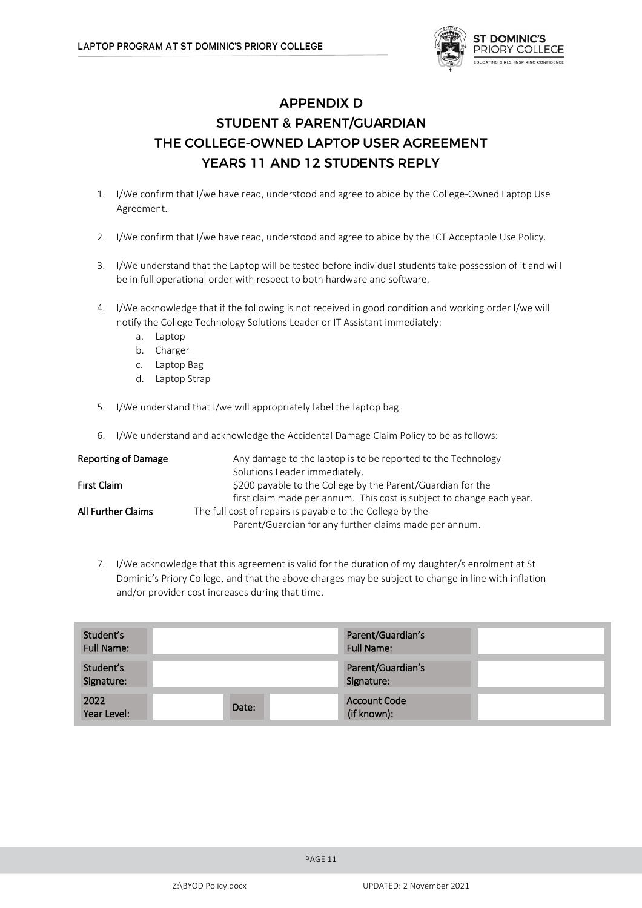# APPENDIX D
# STUDENT & PARENT/GUARDIAN
# THE COLLEGE-OWNED LAPTOP USER AGREEMENT
# YEARS 11 AND 12 STUDENTS REPLY

1. I/We confirm that I/we have read, understood and agree to abide by the College-Owned Laptop Use Agreement.

2. I/We confirm that I/we have read, understood and agree to abide by the ICT Acceptable Use Policy.

3. I/We understand that the Laptop will be tested before individual students take possession of it and will be in full operational order with respect to both hardware and software.

4. I/We acknowledge that if the following is not received in good condition and working order I/we will notify the College Technology Solutions Leader or IT Assistant immediately:
   a. Laptop
   b. Charger
   c. Laptop Bag
   d. Laptop Strap

5. I/We understand that I/we will appropriately label the laptop bag.

6. I/We understand and acknowledge the Accidental Damage Claim Policy to be as follows:

| | |
|---|---|
| **Reporting of Damage** | Any damage to the laptop is to be reported to the Technology Solutions Leader immediately. |
| **First Claim** | $200 payable to the College by the Parent/Guardian for the first claim made per annum. This cost is subject to change each year. |
| **All Further Claims** | The full cost of repairs is payable to the College by the Parent/Guardian for any further claims made per annum. |

7. I/We acknowledge that this agreement is valid for the duration of my daughter/s enrolment at St Dominic's Priory College, and that the above charges may be subject to change in line with inflation and/or provider cost increases during that time.

| | | | | | |
|---|---|---|---|---|---|
| Student's Full Name: | | | | Parent/Guardian's Full Name: | |
| Student's Signature: | | | | Parent/Guardian's Signature: | |
| 2022 Year Level: | | Date: | | Account Code (if known): | |